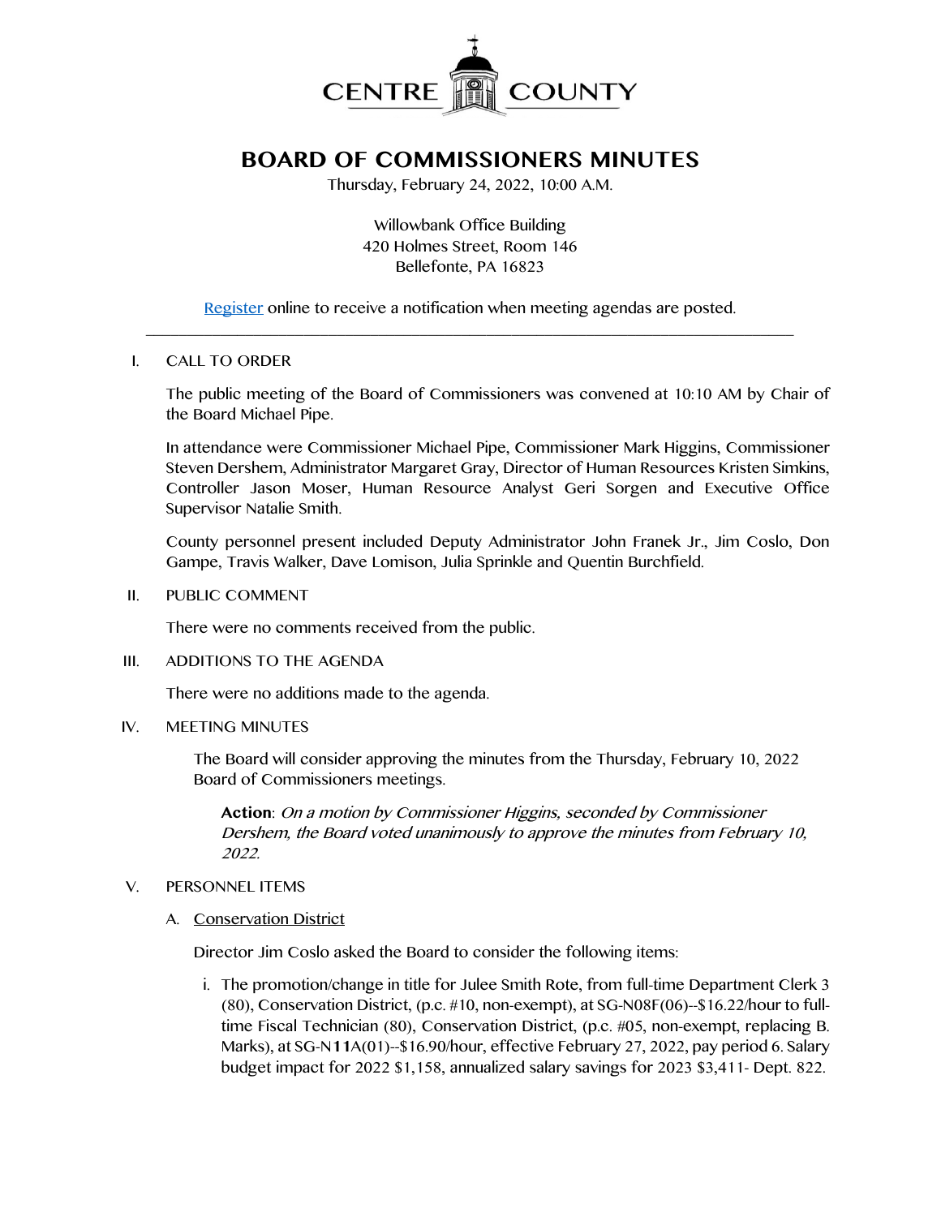CENTRE COUNTY

# BOARD OF COMMISSIONERS MINUTES

Thursday, February 24, 2022, 10:00 A.M.

Willowbank Office Building
420 Holmes Street, Room 146
Bellefonte, PA 16823

Register online to receive a notification when meeting agendas are posted.

---

I. CALL TO ORDER

The public meeting of the Board of Commissioners was convened at 10:10 AM by Chair of the Board Michael Pipe.

In attendance were Commissioner Michael Pipe, Commissioner Mark Higgins, Commissioner Steven Dershem, Administrator Margaret Gray, Director of Human Resources Kristen Simkins, Controller Jason Moser, Human Resource Analyst Geri Sorgen and Executive Office Supervisor Natalie Smith.

County personnel present included Deputy Administrator John Franek Jr., Jim Coslo, Don Gampe, Travis Walker, Dave Lomison, Julia Sprinkle and Quentin Burchfield.

II. PUBLIC COMMENT

There were no comments received from the public.

III. ADDITIONS TO THE AGENDA

There were no additions made to the agenda.

IV. MEETING MINUTES

The Board will consider approving the minutes from the Thursday, February 10, 2022 Board of Commissioners meetings.

**Action**: *On a motion by Commissioner Higgins, seconded by Commissioner Dershem, the Board voted unanimously to approve the minutes from February 10, 2022.*

V. PERSONNEL ITEMS

A. Conservation District

Director Jim Coslo asked the Board to consider the following items:

i. The promotion/change in title for Julee Smith Rote, from full-time Department Clerk 3 (80), Conservation District, (p.c. #10, non-exempt), at SG-N08F(06)--$16.22/hour to full-time Fiscal Technician (80), Conservation District, (p.c. #05, non-exempt, replacing B. Marks), at SG-N**11**A(01)--$16.90/hour, effective February 27, 2022, pay period 6. Salary budget impact for 2022 $1,158, annualized salary savings for 2023 $3,411- Dept. 822.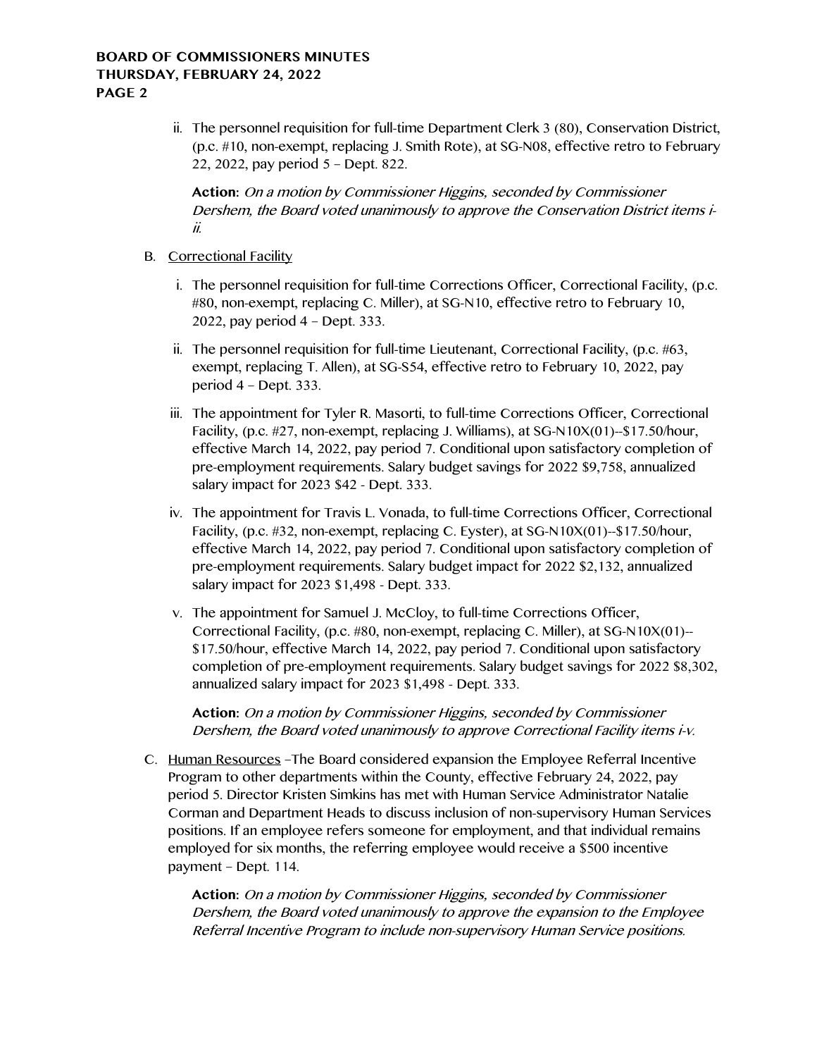ii. The personnel requisition for full-time Department Clerk 3 (80), Conservation District, (p.c. #10, non-exempt, replacing J. Smith Rote), at SG-N08, effective retro to February 22, 2022, pay period 5 – Dept. 822.

**Action:** *On a motion by Commissioner Higgins, seconded by Commissioner Dershem, the Board voted unanimously to approve the Conservation District items i-ii.*

B. Correctional Facility

i. The personnel requisition for full-time Corrections Officer, Correctional Facility, (p.c. #80, non-exempt, replacing C. Miller), at SG-N10, effective retro to February 10, 2022, pay period 4 – Dept. 333.

ii. The personnel requisition for full-time Lieutenant, Correctional Facility, (p.c. #63, exempt, replacing T. Allen), at SG-S54, effective retro to February 10, 2022, pay period 4 – Dept. 333.

iii. The appointment for Tyler R. Masorti, to full-time Corrections Officer, Correctional Facility, (p.c. #27, non-exempt, replacing J. Williams), at SG-N10X(01)--$17.50/hour, effective March 14, 2022, pay period 7. Conditional upon satisfactory completion of pre-employment requirements. Salary budget savings for 2022 $9,758, annualized salary impact for 2023 $42 - Dept. 333.

iv. The appointment for Travis L. Vonada, to full-time Corrections Officer, Correctional Facility, (p.c. #32, non-exempt, replacing C. Eyster), at SG-N10X(01)--$17.50/hour, effective March 14, 2022, pay period 7. Conditional upon satisfactory completion of pre-employment requirements. Salary budget impact for 2022 $2,132, annualized salary impact for 2023 $1,498 - Dept. 333.

v. The appointment for Samuel J. McCloy, to full-time Corrections Officer, Correctional Facility, (p.c. #80, non-exempt, replacing C. Miller), at SG-N10X(01)--$17.50/hour, effective March 14, 2022, pay period 7. Conditional upon satisfactory completion of pre-employment requirements. Salary budget savings for 2022 $8,302, annualized salary impact for 2023 $1,498 - Dept. 333.

**Action:** *On a motion by Commissioner Higgins, seconded by Commissioner Dershem, the Board voted unanimously to approve Correctional Facility items i-v.*

C. Human Resources –The Board considered expansion the Employee Referral Incentive Program to other departments within the County, effective February 24, 2022, pay period 5. Director Kristen Simkins has met with Human Service Administrator Natalie Corman and Department Heads to discuss inclusion of non-supervisory Human Services positions. If an employee refers someone for employment, and that individual remains employed for six months, the referring employee would receive a $500 incentive payment – Dept. 114.

**Action:** *On a motion by Commissioner Higgins, seconded by Commissioner Dershem, the Board voted unanimously to approve the expansion to the Employee Referral Incentive Program to include non-supervisory Human Service positions.*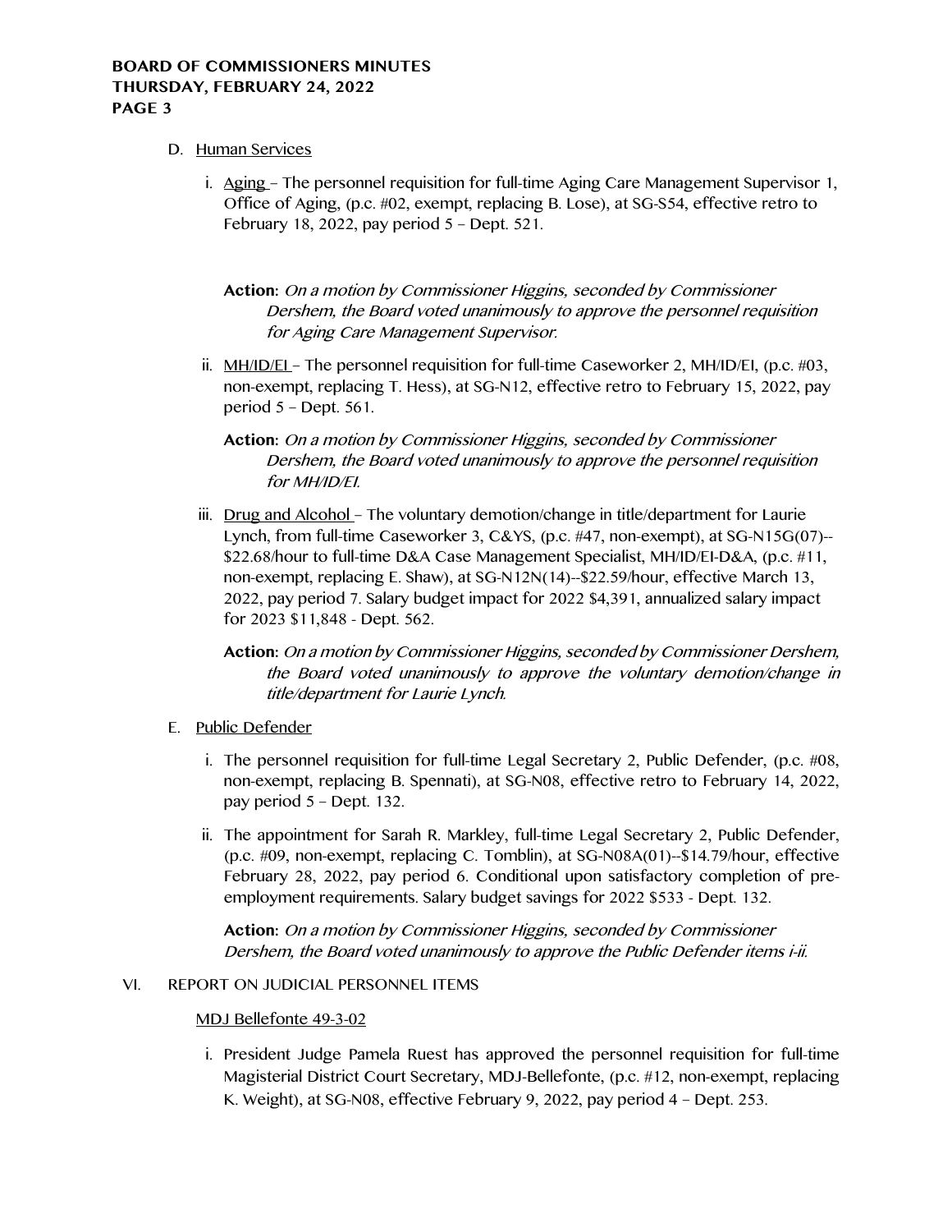D. Human Services

   i. Aging – The personnel requisition for full-time Aging Care Management Supervisor 1, Office of Aging, (p.c. #02, exempt, replacing B. Lose), at SG-S54, effective retro to February 18, 2022, pay period 5 – Dept. 521.

      **Action:** *On a motion by Commissioner Higgins, seconded by Commissioner Dershem, the Board voted unanimously to approve the personnel requisition for Aging Care Management Supervisor.*

   ii. MH/ID/EI – The personnel requisition for full-time Caseworker 2, MH/ID/EI, (p.c. #03, non-exempt, replacing T. Hess), at SG-N12, effective retro to February 15, 2022, pay period 5 – Dept. 561.

      **Action:** *On a motion by Commissioner Higgins, seconded by Commissioner Dershem, the Board voted unanimously to approve the personnel requisition for MH/ID/EI.*

   iii. Drug and Alcohol – The voluntary demotion/change in title/department for Laurie Lynch, from full-time Caseworker 3, C&YS, (p.c. #47, non-exempt), at SG-N15G(07)--$22.68/hour to full-time D&A Case Management Specialist, MH/ID/EI-D&A, (p.c. #11, non-exempt, replacing E. Shaw), at SG-N12N(14)--$22.59/hour, effective March 13, 2022, pay period 7. Salary budget impact for 2022 $4,391, annualized salary impact for 2023 $11,848 - Dept. 562.

      **Action:** *On a motion by Commissioner Higgins, seconded by Commissioner Dershem, the Board voted unanimously to approve the voluntary demotion/change in title/department for Laurie Lynch.*

E. Public Defender

   i. The personnel requisition for full-time Legal Secretary 2, Public Defender, (p.c. #08, non-exempt, replacing B. Spennati), at SG-N08, effective retro to February 14, 2022, pay period 5 – Dept. 132.

   ii. The appointment for Sarah R. Markley, full-time Legal Secretary 2, Public Defender, (p.c. #09, non-exempt, replacing C. Tomblin), at SG-N08A(01)--$14.79/hour, effective February 28, 2022, pay period 6. Conditional upon satisfactory completion of pre-employment requirements. Salary budget savings for 2022 $533 - Dept. 132.

      **Action:** *On a motion by Commissioner Higgins, seconded by Commissioner Dershem, the Board voted unanimously to approve the Public Defender items i-ii.*

VI. REPORT ON JUDICIAL PERSONNEL ITEMS

MDJ Bellefonte 49-3-02

   i. President Judge Pamela Ruest has approved the personnel requisition for full-time Magisterial District Court Secretary, MDJ-Bellefonte, (p.c. #12, non-exempt, replacing K. Weight), at SG-N08, effective February 9, 2022, pay period 4 – Dept. 253.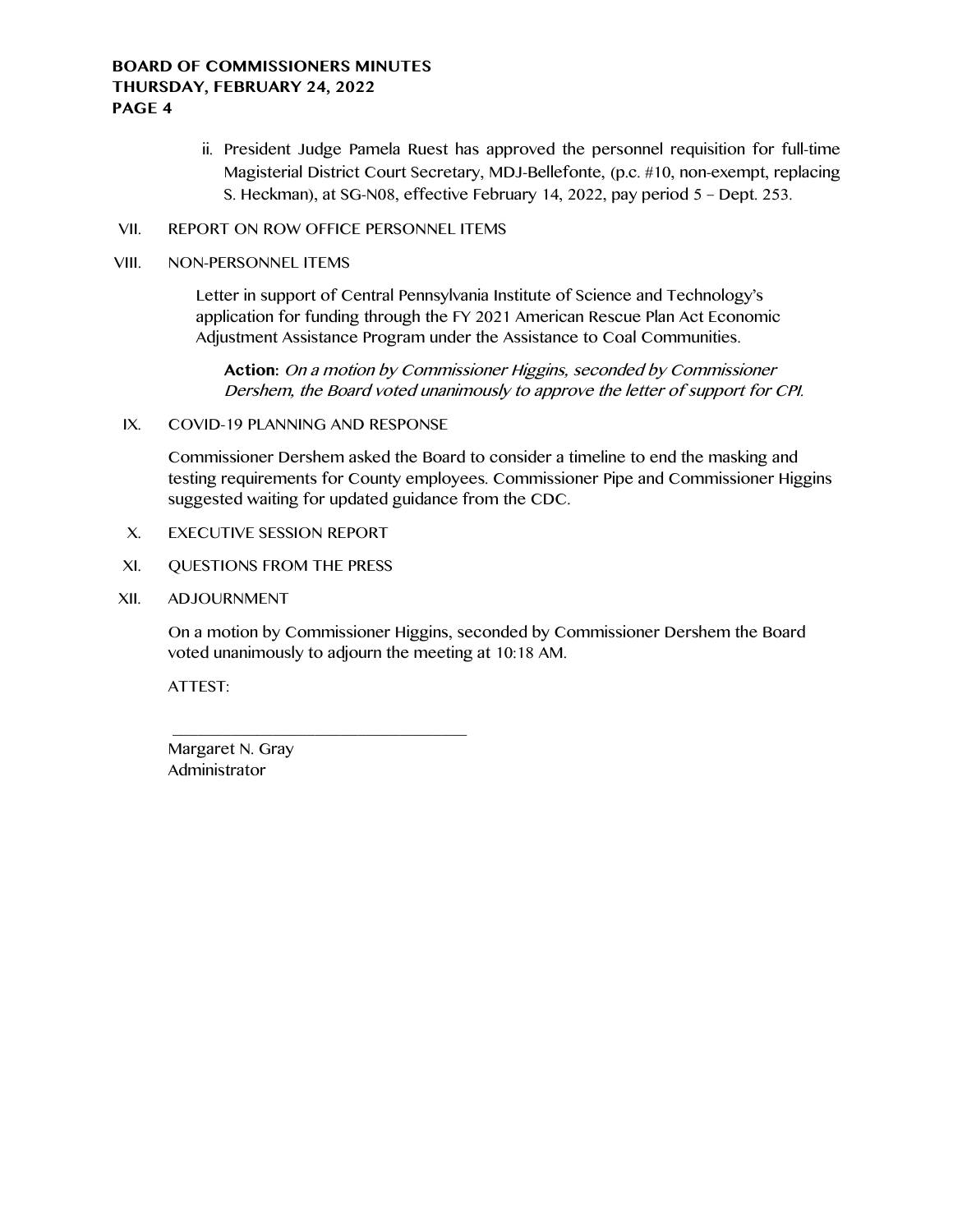ii. President Judge Pamela Ruest has approved the personnel requisition for full-time Magisterial District Court Secretary, MDJ-Bellefonte, (p.c. #10, non-exempt, replacing S. Heckman), at SG-N08, effective February 14, 2022, pay period 5 – Dept. 253.

VII. REPORT ON ROW OFFICE PERSONNEL ITEMS

VIII. NON-PERSONNEL ITEMS

Letter in support of Central Pennsylvania Institute of Science and Technology's application for funding through the FY 2021 American Rescue Plan Act Economic Adjustment Assistance Program under the Assistance to Coal Communities.

**Action:** *On a motion by Commissioner Higgins, seconded by Commissioner Dershem, the Board voted unanimously to approve the letter of support for CPI.*

IX. COVID-19 PLANNING AND RESPONSE

Commissioner Dershem asked the Board to consider a timeline to end the masking and testing requirements for County employees. Commissioner Pipe and Commissioner Higgins suggested waiting for updated guidance from the CDC.

X. EXECUTIVE SESSION REPORT

XI. QUESTIONS FROM THE PRESS

XII. ADJOURNMENT

On a motion by Commissioner Higgins, seconded by Commissioner Dershem the Board voted unanimously to adjourn the meeting at 10:18 AM.

ATTEST:

\_\_\_\_\_\_\_\_\_\_\_\_\_\_\_\_\_\_\_\_\_\_\_\_\_\_\_\_\_\_\_\_\_\_\_

Margaret N. Gray
Administrator